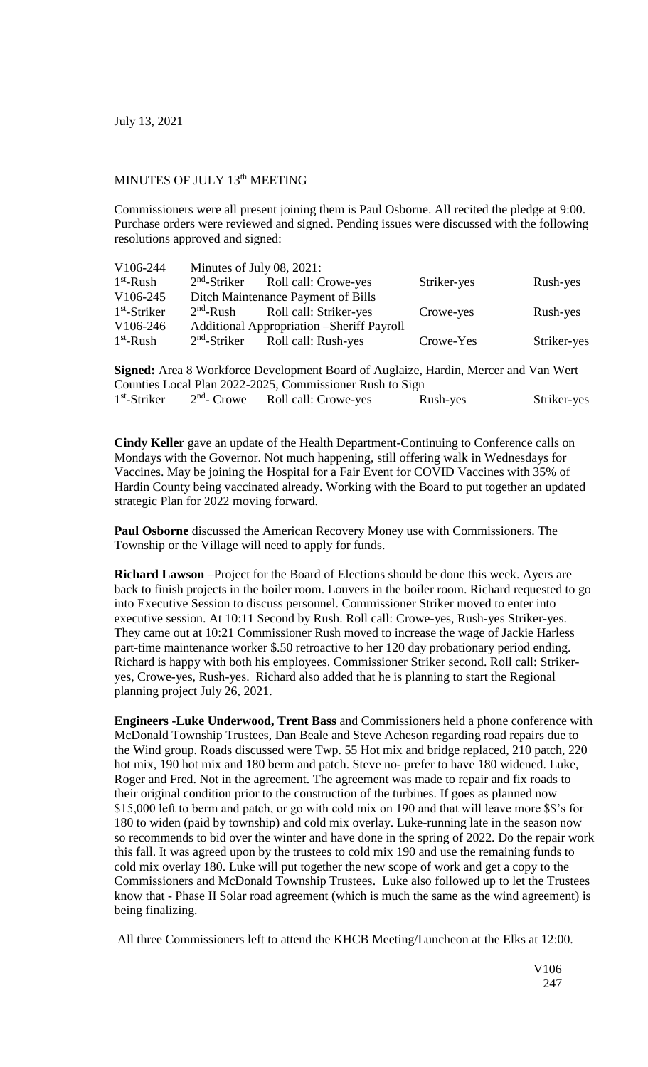July 13, 2021

MINUTES OF JULY 13th MEETING

Commissioners were all present joining them is Paul Osborne. All recited the pledge at 9:00. Purchase orders were reviewed and signed. Pending issues were discussed with the following resolutions approved and signed:

| | | | | |
|---|---|---|---|---|
| V106-244 | Minutes of July 08, 2021: | | | |
| 1st-Rush | 2nd-Striker | Roll call: Crowe-yes | Striker-yes | Rush-yes |
| V106-245 | Ditch Maintenance Payment of Bills | | | |
| 1st-Striker | 2nd-Rush | Roll call: Striker-yes | Crowe-yes | Rush-yes |
| V106-246 | Additional Appropriation –Sheriff Payroll | | | |
| 1st-Rush | 2nd-Striker | Roll call: Rush-yes | Crowe-Yes | Striker-yes |

**Signed:** Area 8 Workforce Development Board of Auglaize, Hardin, Mercer and Van Wert Counties Local Plan 2022-2025, Commissioner Rush to Sign

| | | | | |
|---|---|---|---|---|
| 1st-Striker | 2nd- Crowe | Roll call: Crowe-yes | Rush-yes | Striker-yes |

**Cindy Keller** gave an update of the Health Department-Continuing to Conference calls on Mondays with the Governor. Not much happening, still offering walk in Wednesdays for Vaccines. May be joining the Hospital for a Fair Event for COVID Vaccines with 35% of Hardin County being vaccinated already. Working with the Board to put together an updated strategic Plan for 2022 moving forward.

**Paul Osborne** discussed the American Recovery Money use with Commissioners. The Township or the Village will need to apply for funds.

**Richard Lawson** –Project for the Board of Elections should be done this week. Ayers are back to finish projects in the boiler room. Louvers in the boiler room. Richard requested to go into Executive Session to discuss personnel. Commissioner Striker moved to enter into executive session. At 10:11 Second by Rush. Roll call: Crowe-yes, Rush-yes Striker-yes. They came out at 10:21 Commissioner Rush moved to increase the wage of Jackie Harless part-time maintenance worker $.50 retroactive to her 120 day probationary period ending. Richard is happy with both his employees. Commissioner Striker second. Roll call: Striker-yes, Crowe-yes, Rush-yes. Richard also added that he is planning to start the Regional planning project July 26, 2021.

**Engineers -Luke Underwood, Trent Bass** and Commissioners held a phone conference with McDonald Township Trustees, Dan Beale and Steve Acheson regarding road repairs due to the Wind group. Roads discussed were Twp. 55 Hot mix and bridge replaced, 210 patch, 220 hot mix, 190 hot mix and 180 berm and patch. Steve no- prefer to have 180 widened. Luke, Roger and Fred. Not in the agreement. The agreement was made to repair and fix roads to their original condition prior to the construction of the turbines. If goes as planned now $15,000 left to berm and patch, or go with cold mix on 190 and that will leave more $$'s for 180 to widen (paid by township) and cold mix overlay. Luke-running late in the season now so recommends to bid over the winter and have done in the spring of 2022. Do the repair work this fall. It was agreed upon by the trustees to cold mix 190 and use the remaining funds to cold mix overlay 180. Luke will put together the new scope of work and get a copy to the Commissioners and McDonald Township Trustees. Luke also followed up to let the Trustees know that - Phase II Solar road agreement (which is much the same as the wind agreement) is being finalizing.

All three Commissioners left to attend the KHCB Meeting/Luncheon at the Elks at 12:00.

V106
247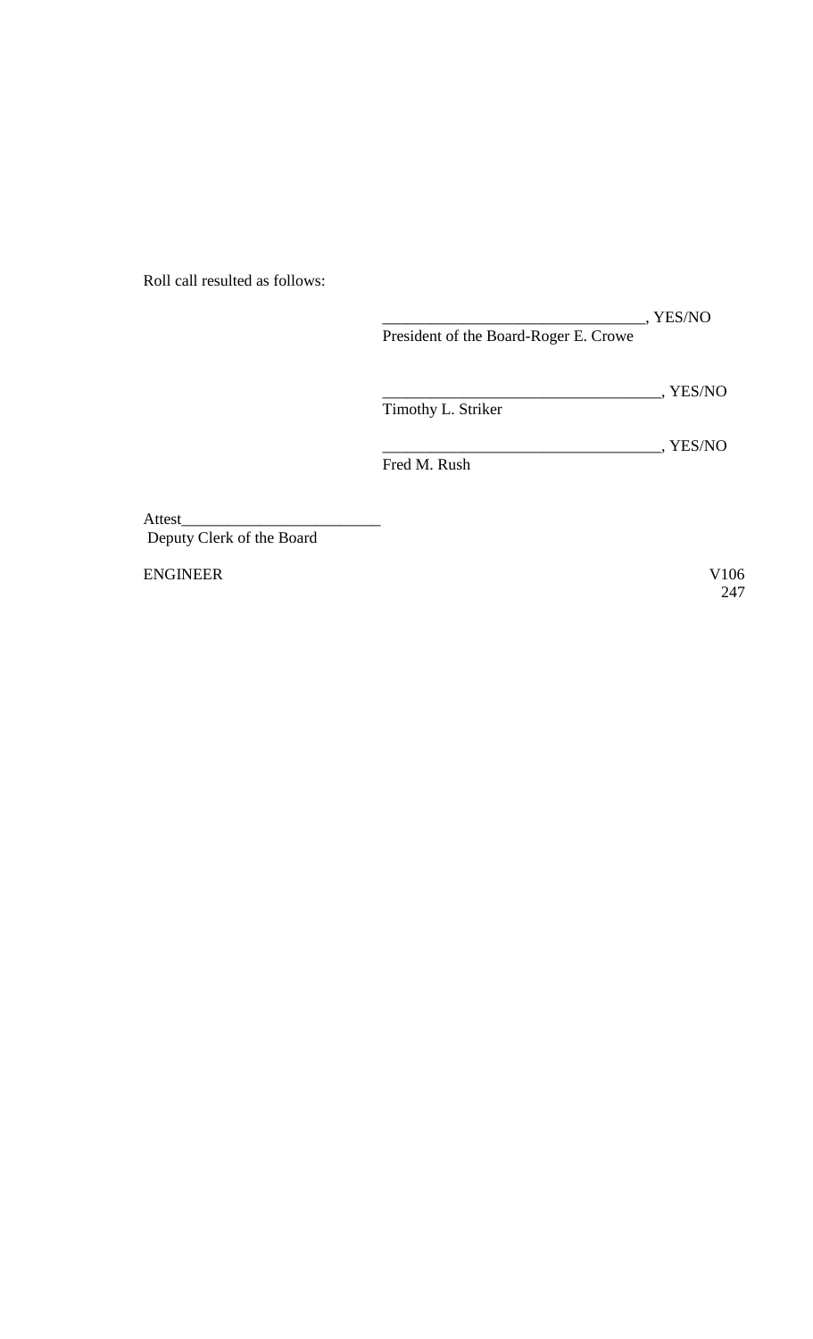Roll call resulted as follows:

_________________________________, YES/NO
President of the Board-Roger E. Crowe

___________________________________, YES/NO
Timothy L. Striker

___________________________________, YES/NO
Fred M. Rush

Attest_________________________
Deputy Clerk of the Board

ENGINEER

V106
247